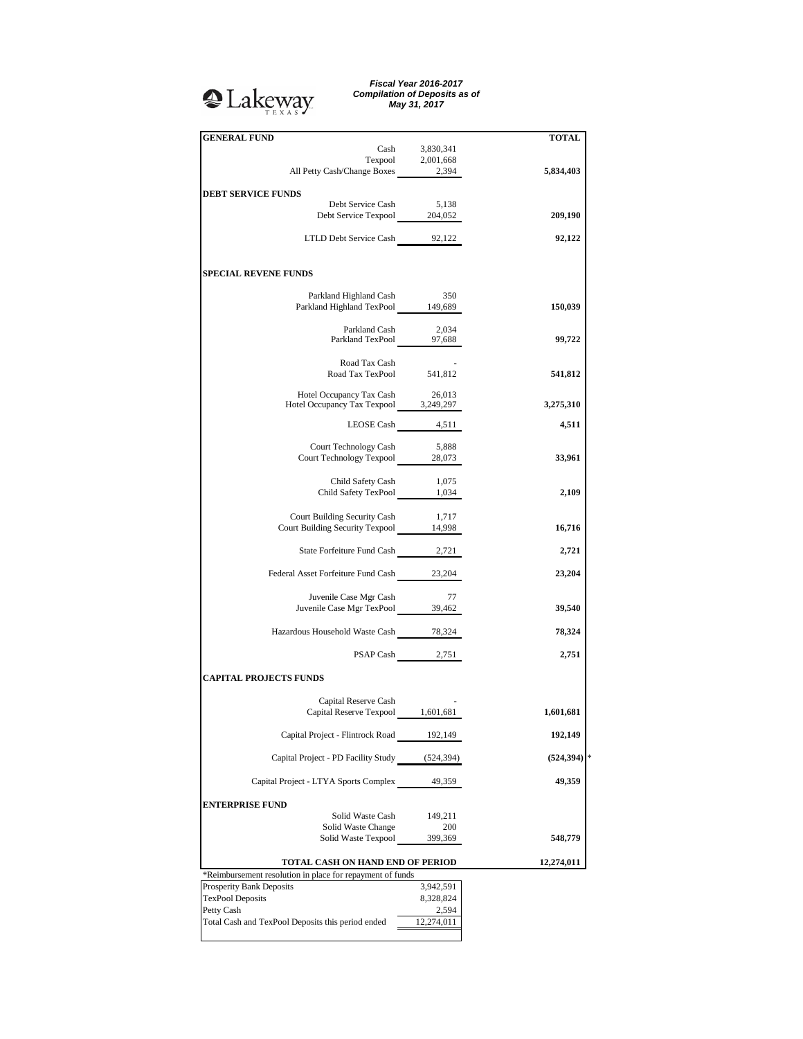Lakeway TEXAS

***Fiscal Year 2016-2017***
***Compilation of Deposits as of***
***May 31, 2017***

| | | **TOTAL** |
|---|---|---|
| **GENERAL FUND** | | |
| Cash | 3,830,341 | |
| Texpool | 2,001,668 | |
| All Petty Cash/Change Boxes | 2,394 | **5,834,403** |
| **DEBT SERVICE FUNDS** | | |
| Debt Service Cash | 5,138 | |
| Debt Service Texpool | 204,052 | **209,190** |
| LTLD Debt Service Cash | 92,122 | **92,122** |
| **SPECIAL REVENE FUNDS** | | |
| Parkland Highland Cash | 350 | |
| Parkland Highland TexPool | 149,689 | **150,039** |
| Parkland Cash | 2,034 | |
| Parkland TexPool | 97,688 | **99,722** |
| Road Tax Cash | - | |
| Road Tax TexPool | 541,812 | **541,812** |
| Hotel Occupancy Tax Cash | 26,013 | |
| Hotel Occupancy Tax Texpool | 3,249,297 | **3,275,310** |
| LEOSE Cash | 4,511 | **4,511** |
| Court Technology Cash | 5,888 | |
| Court Technology Texpool | 28,073 | **33,961** |
| Child Safety Cash | 1,075 | |
| Child Safety TexPool | 1,034 | **2,109** |
| Court Building Security Cash | 1,717 | |
| Court Building Security Texpool | 14,998 | **16,716** |
| State Forfeiture Fund Cash | 2,721 | **2,721** |
| Federal Asset Forfeiture Fund Cash | 23,204 | **23,204** |
| Juvenile Case Mgr Cash | 77 | |
| Juvenile Case Mgr TexPool | 39,462 | **39,540** |
| Hazardous Household Waste Cash | 78,324 | **78,324** |
| PSAP Cash | 2,751 | **2,751** |
| **CAPITAL PROJECTS FUNDS** | | |
| Capital Reserve Cash | - | |
| Capital Reserve Texpool | 1,601,681 | **1,601,681** |
| Capital Project - Flintrock Road | 192,149 | **192,149** |
| Capital Project - PD Facility Study | (524,394) | **(524,394)** * |
| Capital Project - LTYA Sports Complex | 49,359 | **49,359** |
| **ENTERPRISE FUND** | | |
| Solid Waste Cash | 149,211 | |
| Solid Waste Change | 200 | |
| Solid Waste Texpool | 399,369 | **548,779** |
| **TOTAL CASH ON HAND END OF PERIOD** | | **12,274,011** |

*Reimbursement resolution in place for repayment of funds

| | |
|---|---|
| Prosperity Bank Deposits | 3,942,591 |
| TexPool Deposits | 8,328,824 |
| Petty Cash | 2,594 |
| Total Cash and TexPool Deposits this period ended | 12,274,011 |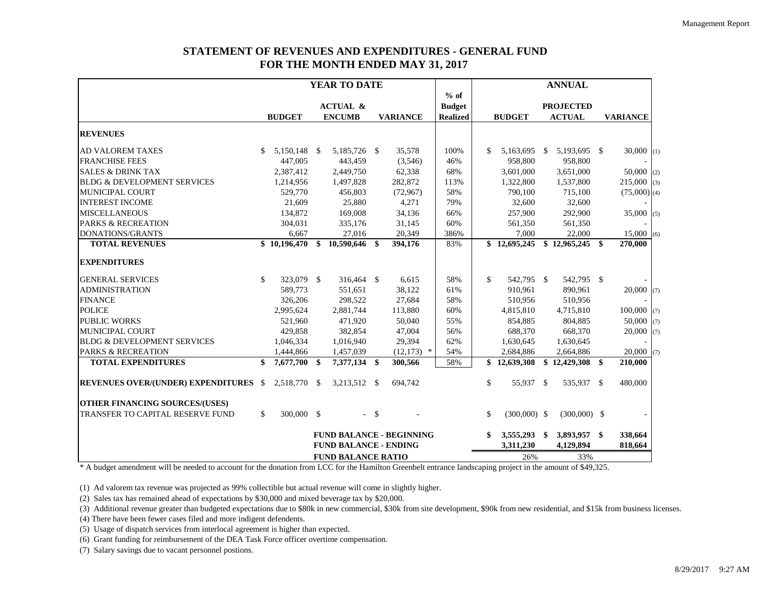# STATEMENT OF REVENUES AND EXPENDITURES - GENERAL FUND
## FOR THE MONTH ENDED MAY 31, 2017

| | YEAR TO DATE | | | % of Budget Realized | ANNUAL | | | |
|---|---|---|---|---|---|---|---|---|
| | BUDGET | ACTUAL & ENCUMB | VARIANCE | | BUDGET | PROJECTED ACTUAL | VARIANCE | |
| **REVENUES** | | | | | | | | |
| AD VALOREM TAXES | $ 5,150,148 | $ 5,185,726 | $ 35,578 | 100% | $ 5,163,695 | $ 5,193,695 | $ 30,000 | (1) |
| FRANCHISE FEES | 447,005 | 443,459 | (3,546) | 46% | 958,800 | 958,800 | - | |
| SALES & DRINK TAX | 2,387,412 | 2,449,750 | 62,338 | 68% | 3,601,000 | 3,651,000 | 50,000 | (2) |
| BLDG & DEVELOPMENT SERVICES | 1,214,956 | 1,497,828 | 282,872 | 113% | 1,322,800 | 1,537,800 | 215,000 | (3) |
| MUNICIPAL COURT | 529,770 | 456,803 | (72,967) | 58% | 790,100 | 715,100 | (75,000) | (4) |
| INTEREST INCOME | 21,609 | 25,880 | 4,271 | 79% | 32,600 | 32,600 | - | |
| MISCELLANEOUS | 134,872 | 169,008 | 34,136 | 66% | 257,900 | 292,900 | 35,000 | (5) |
| PARKS & RECREATION | 304,031 | 335,176 | 31,145 | 60% | 561,350 | 561,350 | - | |
| DONATIONS/GRANTS | 6,667 | 27,016 | 20,349 | 386% | 7,000 | 22,000 | 15,000 | (6) |
| **TOTAL REVENUES** | **$ 10,196,470** | **$ 10,590,646** | **$ 394,176** | 83% | **$ 12,695,245** | **$ 12,965,245** | **$ 270,000** | |
| **EXPENDITURES** | | | | | | | | |
| GENERAL SERVICES | $ 323,079 | $ 316,464 | $ 6,615 | 58% | $ 542,795 | $ 542,795 | $ - | |
| ADMINISTRATION | 589,773 | 551,651 | 38,122 | 61% | 910,961 | 890,961 | 20,000 | (7) |
| FINANCE | 326,206 | 298,522 | 27,684 | 58% | 510,956 | 510,956 | - | |
| POLICE | 2,995,624 | 2,881,744 | 113,880 | 60% | 4,815,810 | 4,715,810 | 100,000 | (7) |
| PUBLIC WORKS | 521,960 | 471,920 | 50,040 | 55% | 854,885 | 804,885 | 50,000 | (7) |
| MUNICIPAL COURT | 429,858 | 382,854 | 47,004 | 56% | 688,370 | 668,370 | 20,000 | (7) |
| BLDG & DEVELOPMENT SERVICES | 1,046,334 | 1,016,940 | 29,394 | 62% | 1,630,645 | 1,630,645 | - | |
| PARKS & RECREATION | 1,444,866 | 1,457,039 | (12,173) * | 54% | 2,684,886 | 2,664,886 | 20,000 | (7) |
| **TOTAL EXPENDITURES** | **$ 7,677,700** | **$ 7,377,134** | **$ 300,566** | 58% | **$ 12,639,308** | **$ 12,429,308** | **$ 210,000** | |
| **REVENUES OVER/(UNDER) EXPENDITURES** | $ 2,518,770 | $ 3,213,512 | $ 694,742 | | $ 55,937 | $ 535,937 | $ 480,000 | |
| **OTHER FINANCING SOURCES/(USES)** | | | | | | | | |
| TRANSFER TO CAPITAL RESERVE FUND | $ 300,000 | $ - | $ - | | $ (300,000) | $ (300,000) | $ - | |
| | | **FUND BALANCE - BEGINNING** | | | **$ 3,555,293** | **$ 3,893,957** | **$ 338,664** | |
| | | **FUND BALANCE - ENDING** | | | **3,311,230** | **4,129,894** | **818,664** | |
| | | **FUND BALANCE RATIO** | | | 26% | 33% | | |

\* A budget amendment will be needed to account for the donation from LCC for the Hamilton Greenbelt entrance landscaping project in the amount of $49,325.

(1) Ad valorem tax revenue was projected as 99% collectible but actual revenue will come in slightly higher.

(2) Sales tax has remained ahead of expectations by $30,000 and mixed beverage tax by $20,000.

(3) Additional revenue greater than budgeted expectations due to $80k in new commercial, $30k from site development, $90k from new residential, and $15k from business licenses.

(4) There have been fewer cases filed and more indigent defendents.

(5) Usage of dispatch services from interlocal agreement is higher than expected.

(6) Grant funding for reimbursement of the DEA Task Force officer overtime compensation.

(7) Salary savings due to vacant personnel postions.